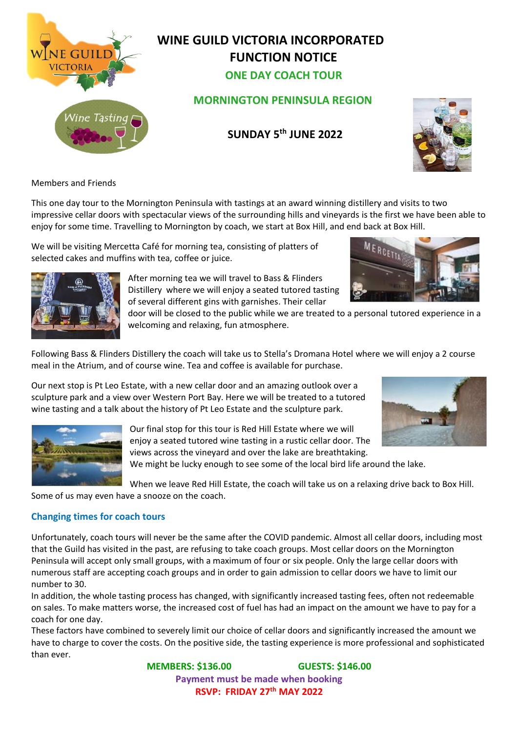# WINE GUILD VICTORIA INCORPORATED
# FUNCTION NOTICE

## ONE DAY COACH TOUR

## MORNINGTON PENINSULA REGION

## SUNDAY 5th JUNE 2022

Members and Friends

This one day tour to the Mornington Peninsula with tastings at an award winning distillery and visits to two impressive cellar doors with spectacular views of the surrounding hills and vineyards is the first we have been able to enjoy for some time. Travelling to Mornington by coach, we start at Box Hill, and end back at Box Hill.

We will be visiting Mercetta Café for morning tea, consisting of platters of selected cakes and muffins with tea, coffee or juice.

After morning tea we will travel to Bass & Flinders Distillery where we will enjoy a seated tutored tasting of several different gins with garnishes. Their cellar door will be closed to the public while we are treated to a personal tutored experience in a welcoming and relaxing, fun atmosphere.

Following Bass & Flinders Distillery the coach will take us to Stella's Dromana Hotel where we will enjoy a 2 course meal in the Atrium, and of course wine. Tea and coffee is available for purchase.

Our next stop is Pt Leo Estate, with a new cellar door and an amazing outlook over a sculpture park and a view over Western Port Bay. Here we will be treated to a tutored wine tasting and a talk about the history of Pt Leo Estate and the sculpture park.

Our final stop for this tour is Red Hill Estate where we will enjoy a seated tutored wine tasting in a rustic cellar door. The views across the vineyard and over the lake are breathtaking. We might be lucky enough to see some of the local bird life around the lake.

When we leave Red Hill Estate, the coach will take us on a relaxing drive back to Box Hill. Some of us may even have a snooze on the coach.

### Changing times for coach tours

Unfortunately, coach tours will never be the same after the COVID pandemic. Almost all cellar doors, including most that the Guild has visited in the past, are refusing to take coach groups. Most cellar doors on the Mornington Peninsula will accept only small groups, with a maximum of four or six people. Only the large cellar doors with numerous staff are accepting coach groups and in order to gain admission to cellar doors we have to limit our number to 30.

In addition, the whole tasting process has changed, with significantly increased tasting fees, often not redeemable on sales. To make matters worse, the increased cost of fuel has had an impact on the amount we have to pay for a coach for one day.

These factors have combined to severely limit our choice of cellar doors and significantly increased the amount we have to charge to cover the costs. On the positive side, the tasting experience is more professional and sophisticated than ever.

**MEMBERS: $136.00** **GUESTS: $146.00**

**Payment must be made when booking**

**RSVP: FRIDAY 27th MAY 2022**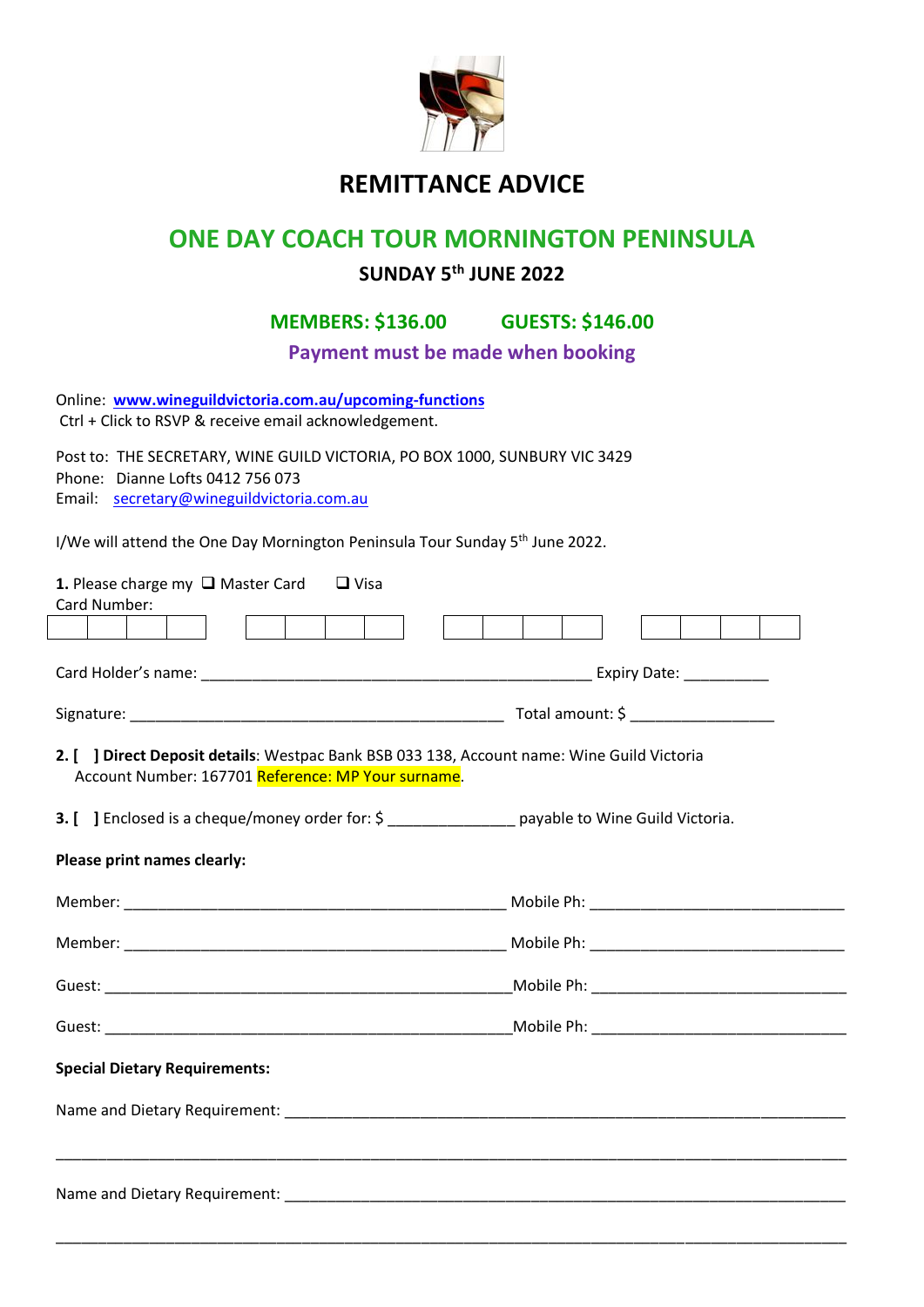# REMITTANCE ADVICE

## ONE DAY COACH TOUR MORNINGTON PENINSULA

### SUNDAY 5th JUNE 2022

**MEMBERS: $136.00 GUESTS: $146.00**

**Payment must be made when booking**

Online: **www.wineguildvictoria.com.au/upcoming-functions**
Ctrl + Click to RSVP & receive email acknowledgement.

Post to: THE SECRETARY, WINE GUILD VICTORIA, PO BOX 1000, SUNBURY VIC 3429
Phone: Dianne Lofts 0412 756 073
Email: secretary@wineguildvictoria.com.au

I/We will attend the One Day Mornington Peninsula Tour Sunday 5th June 2022.

**1.** Please charge my ❑ Master Card ❑ Visa
Card Number:

| | | | | | | | | | | | | | | | |
|---|---|---|---|---|---|---|---|---|---|---|---|---|---|---|---|
| | | | | | | | | | | | | | | | |

Card Holder's name: ______________________________________________ Expiry Date: __________

Signature: ____________________________________________ Total amount: $ ________________

**2. [ ] Direct Deposit details**: Westpac Bank BSB 033 138, Account name: Wine Guild Victoria
Account Number: 167701 Reference: MP Your surname.

**3. [ ]** Enclosed is a cheque/money order for: $ ______________ payable to Wine Guild Victoria.

**Please print names clearly:**

Member: _____________________________________________ Mobile Ph: _____________________________

Member: _____________________________________________ Mobile Ph: _____________________________

Guest: ______________________________________________ Mobile Ph: _____________________________

Guest: ______________________________________________ Mobile Ph: _____________________________

**Special Dietary Requirements:**

Name and Dietary Requirement: _________________________________________________________________

_____________________________________________________________________________________________

Name and Dietary Requirement: _________________________________________________________________

_____________________________________________________________________________________________